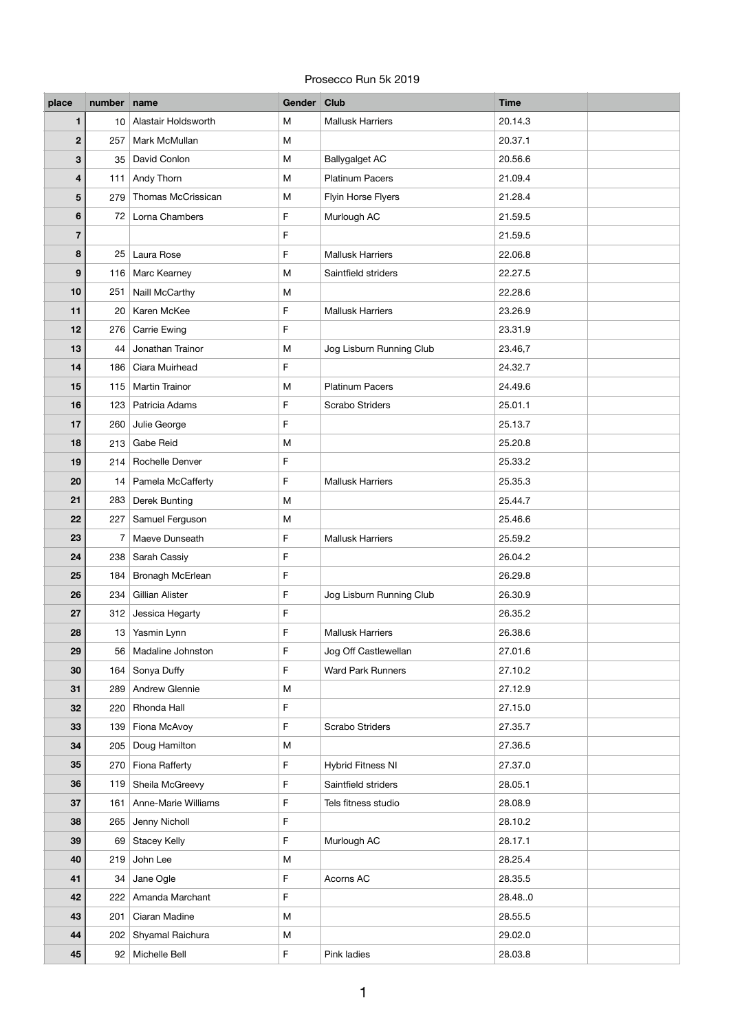Prosecco Run 5k 2019

| place | number | name | Gender | Club | Time | |
|---|---|---|---|---|---|---|
| 1 | 10 | Alastair Holdsworth | M | Mallusk Harriers | 20.14.3 | |
| 2 | 257 | Mark McMullan | M | | 20.37.1 | |
| 3 | 35 | David Conlon | M | Ballygalget AC | 20.56.6 | |
| 4 | 111 | Andy Thorn | M | Platinum Pacers | 21.09.4 | |
| 5 | 279 | Thomas McCrissican | M | Flyin Horse Flyers | 21.28.4 | |
| 6 | 72 | Lorna Chambers | F | Murlough AC | 21.59.5 | |
| 7 | | | F | | 21.59.5 | |
| 8 | 25 | Laura Rose | F | Mallusk Harriers | 22.06.8 | |
| 9 | 116 | Marc Kearney | M | Saintfield striders | 22.27.5 | |
| 10 | 251 | Naill McCarthy | M | | 22.28.6 | |
| 11 | 20 | Karen McKee | F | Mallusk Harriers | 23.26.9 | |
| 12 | 276 | Carrie Ewing | F | | 23.31.9 | |
| 13 | 44 | Jonathan Trainor | M | Jog Lisburn Running Club | 23.46,7 | |
| 14 | 186 | Ciara Muirhead | F | | 24.32.7 | |
| 15 | 115 | Martin Trainor | M | Platinum Pacers | 24.49.6 | |
| 16 | 123 | Patricia Adams | F | Scrabo Striders | 25.01.1 | |
| 17 | 260 | Julie George | F | | 25.13.7 | |
| 18 | 213 | Gabe Reid | M | | 25.20.8 | |
| 19 | 214 | Rochelle Denver | F | | 25.33.2 | |
| 20 | 14 | Pamela McCafferty | F | Mallusk Harriers | 25.35.3 | |
| 21 | 283 | Derek Bunting | M | | 25.44.7 | |
| 22 | 227 | Samuel Ferguson | M | | 25.46.6 | |
| 23 | 7 | Maeve Dunseath | F | Mallusk Harriers | 25.59.2 | |
| 24 | 238 | Sarah Cassiy | F | | 26.04.2 | |
| 25 | 184 | Bronagh McErlean | F | | 26.29.8 | |
| 26 | 234 | Gillian Alister | F | Jog Lisburn Running Club | 26.30.9 | |
| 27 | 312 | Jessica Hegarty | F | | 26.35.2 | |
| 28 | 13 | Yasmin Lynn | F | Mallusk Harriers | 26.38.6 | |
| 29 | 56 | Madaline Johnston | F | Jog Off Castlewellan | 27.01.6 | |
| 30 | 164 | Sonya Duffy | F | Ward Park Runners | 27.10.2 | |
| 31 | 289 | Andrew Glennie | M | | 27.12.9 | |
| 32 | 220 | Rhonda Hall | F | | 27.15.0 | |
| 33 | 139 | Fiona McAvoy | F | Scrabo Striders | 27.35.7 | |
| 34 | 205 | Doug Hamilton | M | | 27.36.5 | |
| 35 | 270 | Fiona Rafferty | F | Hybrid Fitness NI | 27.37.0 | |
| 36 | 119 | Sheila McGreevy | F | Saintfield striders | 28.05.1 | |
| 37 | 161 | Anne-Marie Williams | F | Tels fitness studio | 28.08.9 | |
| 38 | 265 | Jenny Nicholl | F | | 28.10.2 | |
| 39 | 69 | Stacey Kelly | F | Murlough AC | 28.17.1 | |
| 40 | 219 | John Lee | M | | 28.25.4 | |
| 41 | 34 | Jane Ogle | F | Acorns AC | 28.35.5 | |
| 42 | 222 | Amanda Marchant | F | | 28.48..0 | |
| 43 | 201 | Ciaran Madine | M | | 28.55.5 | |
| 44 | 202 | Shyamal Raichura | M | | 29.02.0 | |
| 45 | 92 | Michelle Bell | F | Pink ladies | 28.03.8 | |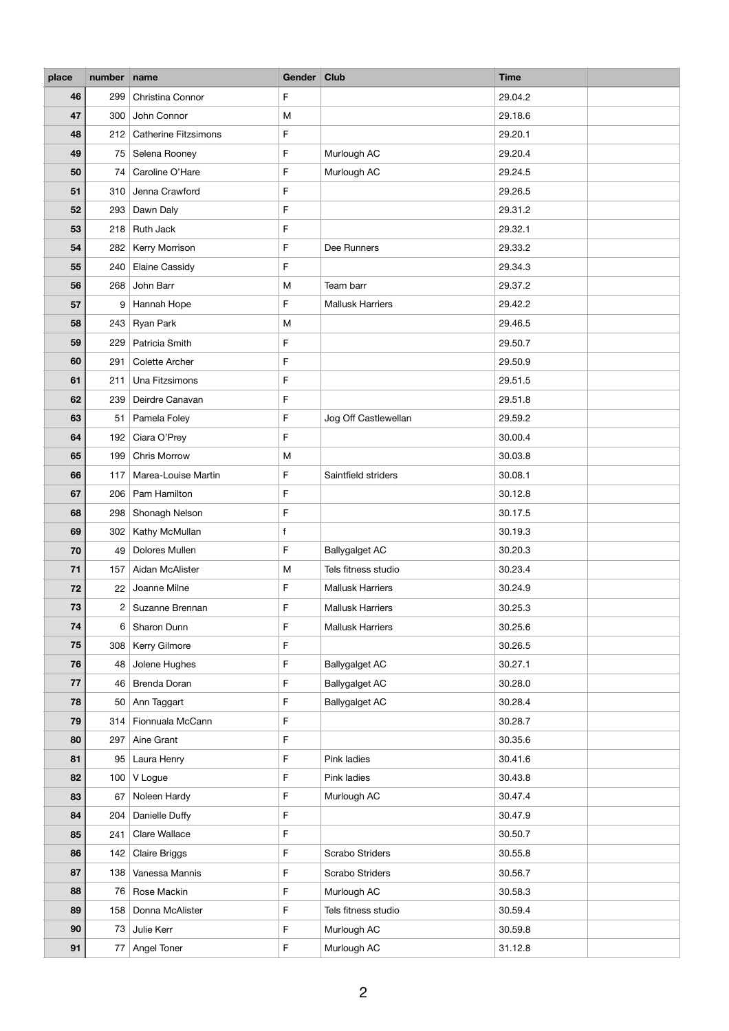| place | number | name | Gender | Club | Time | |
|---|---|---|---|---|---|---|
| 46 | 299 | Christina Connor | F | | 29.04.2 | |
| 47 | 300 | John Connor | M | | 29.18.6 | |
| 48 | 212 | Catherine Fitzsimons | F | | 29.20.1 | |
| 49 | 75 | Selena Rooney | F | Murlough AC | 29.20.4 | |
| 50 | 74 | Caroline O'Hare | F | Murlough AC | 29.24.5 | |
| 51 | 310 | Jenna Crawford | F | | 29.26.5 | |
| 52 | 293 | Dawn Daly | F | | 29.31.2 | |
| 53 | 218 | Ruth Jack | F | | 29.32.1 | |
| 54 | 282 | Kerry Morrison | F | Dee Runners | 29.33.2 | |
| 55 | 240 | Elaine Cassidy | F | | 29.34.3 | |
| 56 | 268 | John Barr | M | Team barr | 29.37.2 | |
| 57 | 9 | Hannah Hope | F | Mallusk Harriers | 29.42.2 | |
| 58 | 243 | Ryan Park | M | | 29.46.5 | |
| 59 | 229 | Patricia Smith | F | | 29.50.7 | |
| 60 | 291 | Colette Archer | F | | 29.50.9 | |
| 61 | 211 | Una Fitzsimons | F | | 29.51.5 | |
| 62 | 239 | Deirdre Canavan | F | | 29.51.8 | |
| 63 | 51 | Pamela Foley | F | Jog Off Castlewellan | 29.59.2 | |
| 64 | 192 | Ciara O'Prey | F | | 30.00.4 | |
| 65 | 199 | Chris Morrow | M | | 30.03.8 | |
| 66 | 117 | Marea-Louise Martin | F | Saintfield striders | 30.08.1 | |
| 67 | 206 | Pam Hamilton | F | | 30.12.8 | |
| 68 | 298 | Shonagh Nelson | F | | 30.17.5 | |
| 69 | 302 | Kathy McMullan | f | | 30.19.3 | |
| 70 | 49 | Dolores Mullen | F | Ballygalget AC | 30.20.3 | |
| 71 | 157 | Aidan McAlister | M | Tels fitness studio | 30.23.4 | |
| 72 | 22 | Joanne Milne | F | Mallusk Harriers | 30.24.9 | |
| 73 | 2 | Suzanne Brennan | F | Mallusk Harriers | 30.25.3 | |
| 74 | 6 | Sharon Dunn | F | Mallusk Harriers | 30.25.6 | |
| 75 | 308 | Kerry Gilmore | F | | 30.26.5 | |
| 76 | 48 | Jolene Hughes | F | Ballygalget AC | 30.27.1 | |
| 77 | 46 | Brenda Doran | F | Ballygalget AC | 30.28.0 | |
| 78 | 50 | Ann Taggart | F | Ballygalget AC | 30.28.4 | |
| 79 | 314 | Fionnuala McCann | F | | 30.28.7 | |
| 80 | 297 | Aine Grant | F | | 30.35.6 | |
| 81 | 95 | Laura Henry | F | Pink ladies | 30.41.6 | |
| 82 | 100 | V Logue | F | Pink ladies | 30.43.8 | |
| 83 | 67 | Noleen Hardy | F | Murlough AC | 30.47.4 | |
| 84 | 204 | Danielle Duffy | F | | 30.47.9 | |
| 85 | 241 | Clare Wallace | F | | 30.50.7 | |
| 86 | 142 | Claire Briggs | F | Scrabo Striders | 30.55.8 | |
| 87 | 138 | Vanessa Mannis | F | Scrabo Striders | 30.56.7 | |
| 88 | 76 | Rose Mackin | F | Murlough AC | 30.58.3 | |
| 89 | 158 | Donna McAlister | F | Tels fitness studio | 30.59.4 | |
| 90 | 73 | Julie Kerr | F | Murlough AC | 30.59.8 | |
| 91 | 77 | Angel Toner | F | Murlough AC | 31.12.8 | |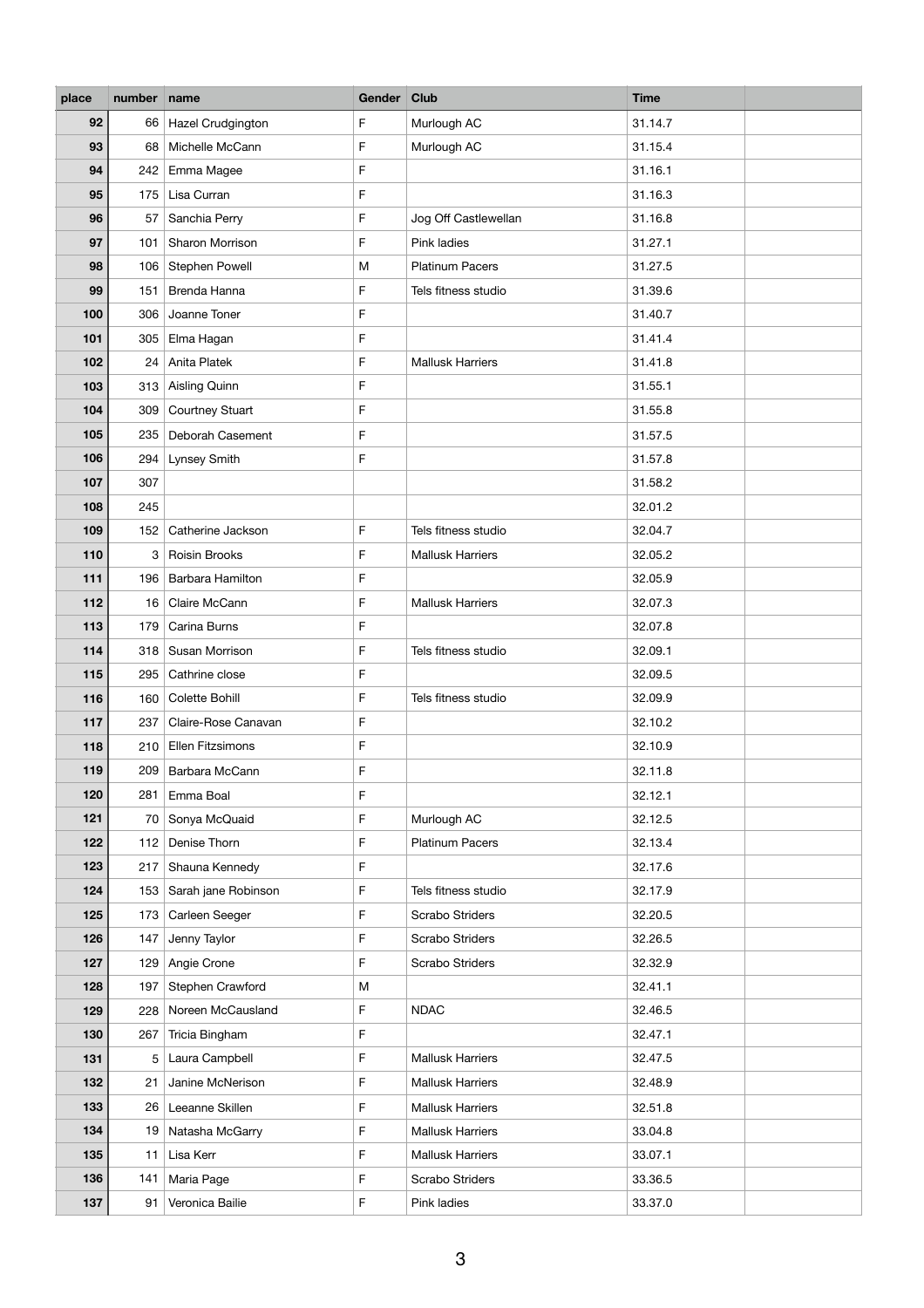| place | number | name | Gender | Club | Time | |
|---|---|---|---|---|---|---|
| 92 | 66 | Hazel Crudgington | F | Murlough AC | 31.14.7 | |
| 93 | 68 | Michelle McCann | F | Murlough AC | 31.15.4 | |
| 94 | 242 | Emma Magee | F | | 31.16.1 | |
| 95 | 175 | Lisa Curran | F | | 31.16.3 | |
| 96 | 57 | Sanchia Perry | F | Jog Off Castlewellan | 31.16.8 | |
| 97 | 101 | Sharon Morrison | F | Pink ladies | 31.27.1 | |
| 98 | 106 | Stephen Powell | M | Platinum Pacers | 31.27.5 | |
| 99 | 151 | Brenda Hanna | F | Tels fitness studio | 31.39.6 | |
| 100 | 306 | Joanne Toner | F | | 31.40.7 | |
| 101 | 305 | Elma Hagan | F | | 31.41.4 | |
| 102 | 24 | Anita Platek | F | Mallusk Harriers | 31.41.8 | |
| 103 | 313 | Aisling Quinn | F | | 31.55.1 | |
| 104 | 309 | Courtney Stuart | F | | 31.55.8 | |
| 105 | 235 | Deborah Casement | F | | 31.57.5 | |
| 106 | 294 | Lynsey Smith | F | | 31.57.8 | |
| 107 | 307 | | | | 31.58.2 | |
| 108 | 245 | | | | 32.01.2 | |
| 109 | 152 | Catherine Jackson | F | Tels fitness studio | 32.04.7 | |
| 110 | 3 | Roisin Brooks | F | Mallusk Harriers | 32.05.2 | |
| 111 | 196 | Barbara Hamilton | F | | 32.05.9 | |
| 112 | 16 | Claire McCann | F | Mallusk Harriers | 32.07.3 | |
| 113 | 179 | Carina Burns | F | | 32.07.8 | |
| 114 | 318 | Susan Morrison | F | Tels fitness studio | 32.09.1 | |
| 115 | 295 | Cathrine close | F | | 32.09.5 | |
| 116 | 160 | Colette Bohill | F | Tels fitness studio | 32.09.9 | |
| 117 | 237 | Claire-Rose Canavan | F | | 32.10.2 | |
| 118 | 210 | Ellen Fitzsimons | F | | 32.10.9 | |
| 119 | 209 | Barbara McCann | F | | 32.11.8 | |
| 120 | 281 | Emma Boal | F | | 32.12.1 | |
| 121 | 70 | Sonya McQuaid | F | Murlough AC | 32.12.5 | |
| 122 | 112 | Denise Thorn | F | Platinum Pacers | 32.13.4 | |
| 123 | 217 | Shauna Kennedy | F | | 32.17.6 | |
| 124 | 153 | Sarah jane Robinson | F | Tels fitness studio | 32.17.9 | |
| 125 | 173 | Carleen Seeger | F | Scrabo Striders | 32.20.5 | |
| 126 | 147 | Jenny Taylor | F | Scrabo Striders | 32.26.5 | |
| 127 | 129 | Angie Crone | F | Scrabo Striders | 32.32.9 | |
| 128 | 197 | Stephen Crawford | M | | 32.41.1 | |
| 129 | 228 | Noreen McCausland | F | NDAC | 32.46.5 | |
| 130 | 267 | Tricia Bingham | F | | 32.47.1 | |
| 131 | 5 | Laura Campbell | F | Mallusk Harriers | 32.47.5 | |
| 132 | 21 | Janine McNerison | F | Mallusk Harriers | 32.48.9 | |
| 133 | 26 | Leeanne Skillen | F | Mallusk Harriers | 32.51.8 | |
| 134 | 19 | Natasha McGarry | F | Mallusk Harriers | 33.04.8 | |
| 135 | 11 | Lisa Kerr | F | Mallusk Harriers | 33.07.1 | |
| 136 | 141 | Maria Page | F | Scrabo Striders | 33.36.5 | |
| 137 | 91 | Veronica Bailie | F | Pink ladies | 33.37.0 | |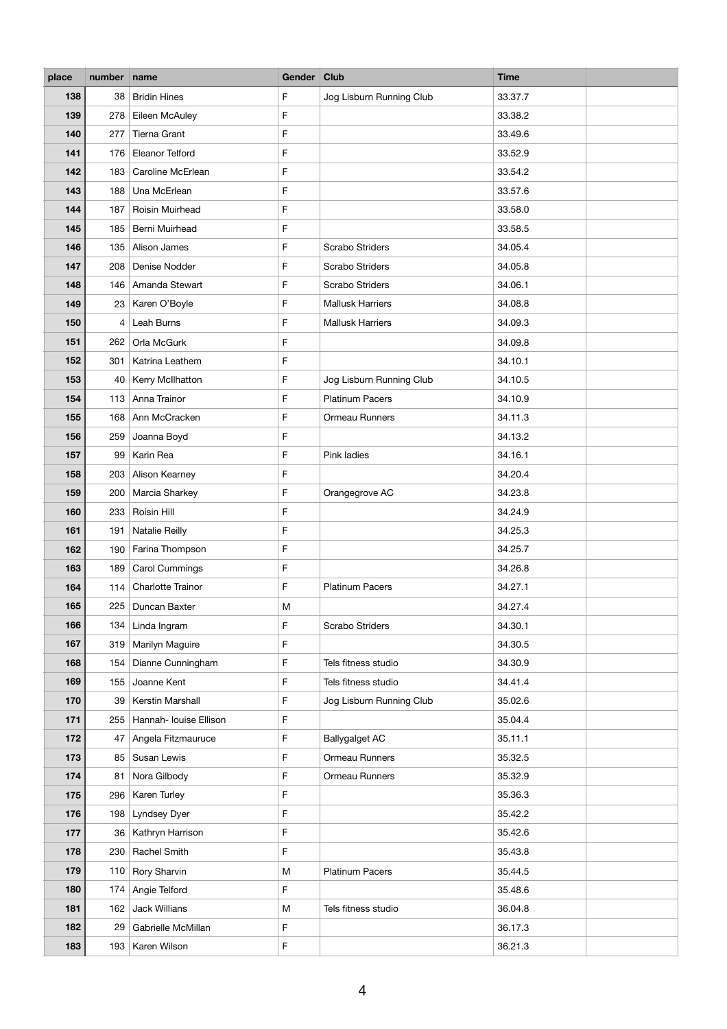| place | number | name | Gender | Club | Time | |
|---|---|---|---|---|---|---|
| 138 | 38 | Bridin Hines | F | Jog Lisburn Running Club | 33.37.7 | |
| 139 | 278 | Eileen McAuley | F | | 33.38.2 | |
| 140 | 277 | Tierna Grant | F | | 33.49.6 | |
| 141 | 176 | Eleanor Telford | F | | 33.52.9 | |
| 142 | 183 | Caroline McErlean | F | | 33.54.2 | |
| 143 | 188 | Una McErlean | F | | 33.57.6 | |
| 144 | 187 | Roisin Muirhead | F | | 33.58.0 | |
| 145 | 185 | Berni Muirhead | F | | 33.58.5 | |
| 146 | 135 | Alison James | F | Scrabo Striders | 34.05.4 | |
| 147 | 208 | Denise Nodder | F | Scrabo Striders | 34.05.8 | |
| 148 | 146 | Amanda Stewart | F | Scrabo Striders | 34.06.1 | |
| 149 | 23 | Karen O'Boyle | F | Mallusk Harriers | 34.08.8 | |
| 150 | 4 | Leah Burns | F | Mallusk Harriers | 34.09.3 | |
| 151 | 262 | Orla McGurk | F | | 34.09.8 | |
| 152 | 301 | Katrina Leathem | F | | 34.10.1 | |
| 153 | 40 | Kerry McIlhatton | F | Jog Lisburn Running Club | 34.10.5 | |
| 154 | 113 | Anna Trainor | F | Platinum Pacers | 34.10.9 | |
| 155 | 168 | Ann McCracken | F | Ormeau Runners | 34.11.3 | |
| 156 | 259 | Joanna Boyd | F | | 34.13.2 | |
| 157 | 99 | Karin Rea | F | Pink ladies | 34.16.1 | |
| 158 | 203 | Alison Kearney | F | | 34.20.4 | |
| 159 | 200 | Marcia Sharkey | F | Orangegrove AC | 34.23.8 | |
| 160 | 233 | Roisin Hill | F | | 34.24.9 | |
| 161 | 191 | Natalie Reilly | F | | 34.25.3 | |
| 162 | 190 | Farina Thompson | F | | 34.25.7 | |
| 163 | 189 | Carol Cummings | F | | 34.26.8 | |
| 164 | 114 | Charlotte Trainor | F | Platinum Pacers | 34.27.1 | |
| 165 | 225 | Duncan Baxter | M | | 34.27.4 | |
| 166 | 134 | Linda Ingram | F | Scrabo Striders | 34.30.1 | |
| 167 | 319 | Marilyn Maguire | F | | 34.30.5 | |
| 168 | 154 | Dianne Cunningham | F | Tels fitness studio | 34.30.9 | |
| 169 | 155 | Joanne Kent | F | Tels fitness studio | 34.41.4 | |
| 170 | 39 | Kerstin Marshall | F | Jog Lisburn Running Club | 35.02.6 | |
| 171 | 255 | Hannah- louise Ellison | F | | 35.04.4 | |
| 172 | 47 | Angela Fitzmauruce | F | Ballygalget AC | 35.11.1 | |
| 173 | 85 | Susan Lewis | F | Ormeau Runners | 35.32.5 | |
| 174 | 81 | Nora Gilbody | F | Ormeau Runners | 35.32.9 | |
| 175 | 296 | Karen Turley | F | | 35.36.3 | |
| 176 | 198 | Lyndsey Dyer | F | | 35.42.2 | |
| 177 | 36 | Kathryn Harrison | F | | 35.42.6 | |
| 178 | 230 | Rachel Smith | F | | 35.43.8 | |
| 179 | 110 | Rory Sharvin | M | Platinum Pacers | 35.44.5 | |
| 180 | 174 | Angie Telford | F | | 35.48.6 | |
| 181 | 162 | Jack Willians | M | Tels fitness studio | 36.04.8 | |
| 182 | 29 | Gabrielle McMillan | F | | 36.17.3 | |
| 183 | 193 | Karen Wilson | F | | 36.21.3 | |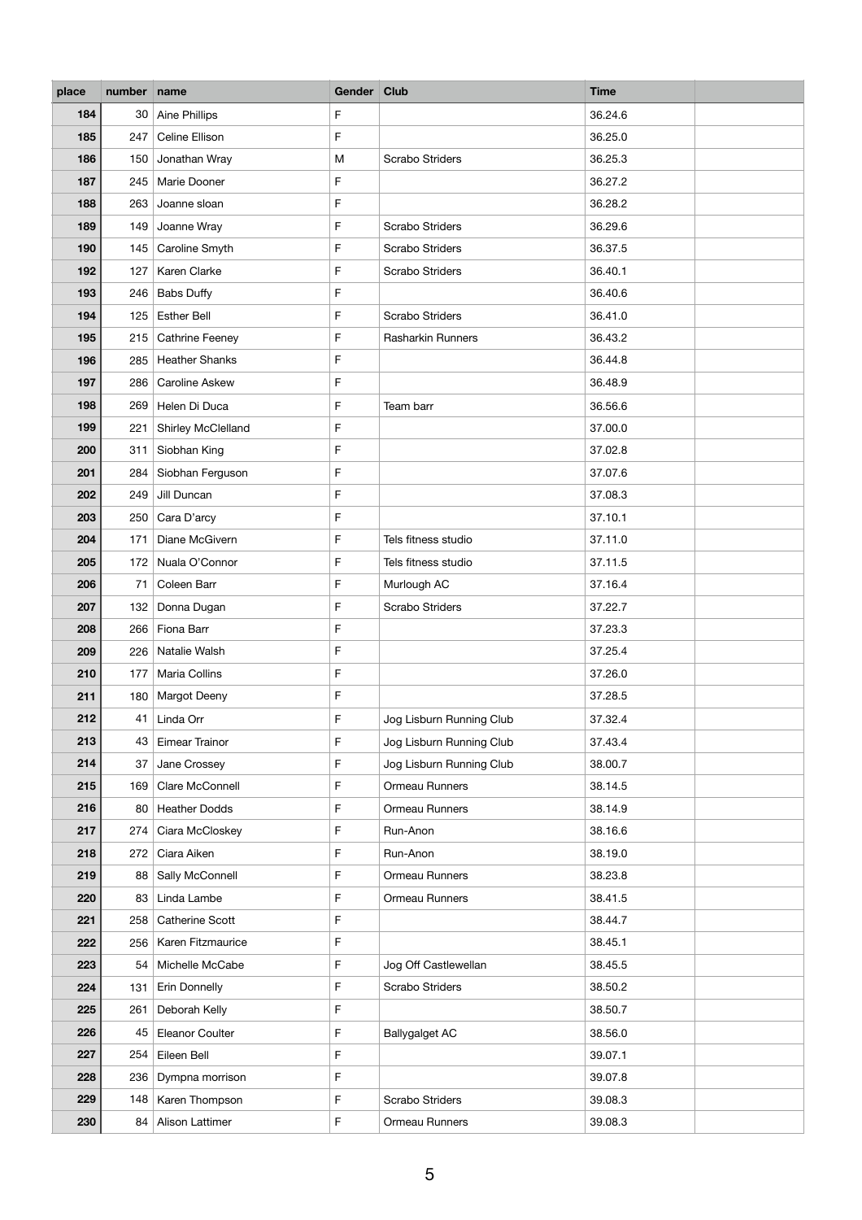| place | number | name | Gender | Club | Time | |
|---|---|---|---|---|---|---|
| 184 | 30 | Aine Phillips | F | | 36.24.6 | |
| 185 | 247 | Celine Ellison | F | | 36.25.0 | |
| 186 | 150 | Jonathan Wray | M | Scrabo Striders | 36.25.3 | |
| 187 | 245 | Marie Dooner | F | | 36.27.2 | |
| 188 | 263 | Joanne sloan | F | | 36.28.2 | |
| 189 | 149 | Joanne Wray | F | Scrabo Striders | 36.29.6 | |
| 190 | 145 | Caroline Smyth | F | Scrabo Striders | 36.37.5 | |
| 192 | 127 | Karen Clarke | F | Scrabo Striders | 36.40.1 | |
| 193 | 246 | Babs Duffy | F | | 36.40.6 | |
| 194 | 125 | Esther Bell | F | Scrabo Striders | 36.41.0 | |
| 195 | 215 | Cathrine Feeney | F | Rasharkin Runners | 36.43.2 | |
| 196 | 285 | Heather Shanks | F | | 36.44.8 | |
| 197 | 286 | Caroline Askew | F | | 36.48.9 | |
| 198 | 269 | Helen Di Duca | F | Team barr | 36.56.6 | |
| 199 | 221 | Shirley McClelland | F | | 37.00.0 | |
| 200 | 311 | Siobhan King | F | | 37.02.8 | |
| 201 | 284 | Siobhan Ferguson | F | | 37.07.6 | |
| 202 | 249 | Jill Duncan | F | | 37.08.3 | |
| 203 | 250 | Cara D'arcy | F | | 37.10.1 | |
| 204 | 171 | Diane McGivern | F | Tels fitness studio | 37.11.0 | |
| 205 | 172 | Nuala O'Connor | F | Tels fitness studio | 37.11.5 | |
| 206 | 71 | Coleen Barr | F | Murlough AC | 37.16.4 | |
| 207 | 132 | Donna Dugan | F | Scrabo Striders | 37.22.7 | |
| 208 | 266 | Fiona Barr | F | | 37.23.3 | |
| 209 | 226 | Natalie Walsh | F | | 37.25.4 | |
| 210 | 177 | Maria Collins | F | | 37.26.0 | |
| 211 | 180 | Margot Deeny | F | | 37.28.5 | |
| 212 | 41 | Linda Orr | F | Jog Lisburn Running Club | 37.32.4 | |
| 213 | 43 | Eimear Trainor | F | Jog Lisburn Running Club | 37.43.4 | |
| 214 | 37 | Jane Crossey | F | Jog Lisburn Running Club | 38.00.7 | |
| 215 | 169 | Clare McConnell | F | Ormeau Runners | 38.14.5 | |
| 216 | 80 | Heather Dodds | F | Ormeau Runners | 38.14.9 | |
| 217 | 274 | Ciara McCloskey | F | Run-Anon | 38.16.6 | |
| 218 | 272 | Ciara Aiken | F | Run-Anon | 38.19.0 | |
| 219 | 88 | Sally McConnell | F | Ormeau Runners | 38.23.8 | |
| 220 | 83 | Linda Lambe | F | Ormeau Runners | 38.41.5 | |
| 221 | 258 | Catherine Scott | F | | 38.44.7 | |
| 222 | 256 | Karen Fitzmaurice | F | | 38.45.1 | |
| 223 | 54 | Michelle McCabe | F | Jog Off Castlewellan | 38.45.5 | |
| 224 | 131 | Erin Donnelly | F | Scrabo Striders | 38.50.2 | |
| 225 | 261 | Deborah Kelly | F | | 38.50.7 | |
| 226 | 45 | Eleanor Coulter | F | Ballygalget AC | 38.56.0 | |
| 227 | 254 | Eileen Bell | F | | 39.07.1 | |
| 228 | 236 | Dympna morrison | F | | 39.07.8 | |
| 229 | 148 | Karen Thompson | F | Scrabo Striders | 39.08.3 | |
| 230 | 84 | Alison Lattimer | F | Ormeau Runners | 39.08.3 | |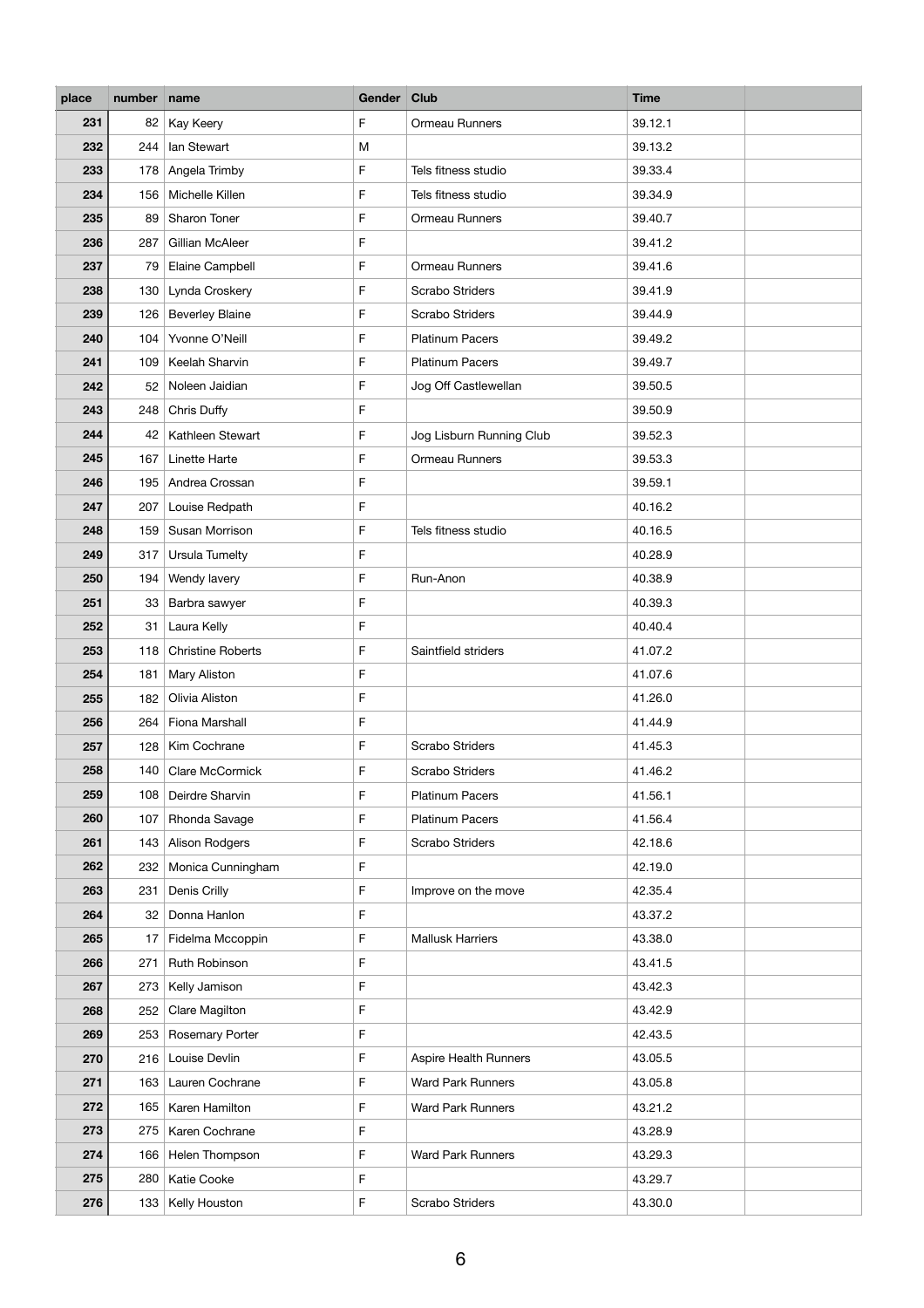| place | number | name | Gender | Club | Time | |
|---|---|---|---|---|---|---|
| 231 | 82 | Kay Keery | F | Ormeau Runners | 39.12.1 | |
| 232 | 244 | Ian Stewart | M | | 39.13.2 | |
| 233 | 178 | Angela Trimby | F | Tels fitness studio | 39.33.4 | |
| 234 | 156 | Michelle Killen | F | Tels fitness studio | 39.34.9 | |
| 235 | 89 | Sharon Toner | F | Ormeau Runners | 39.40.7 | |
| 236 | 287 | Gillian McAleer | F | | 39.41.2 | |
| 237 | 79 | Elaine Campbell | F | Ormeau Runners | 39.41.6 | |
| 238 | 130 | Lynda Croskery | F | Scrabo Striders | 39.41.9 | |
| 239 | 126 | Beverley Blaine | F | Scrabo Striders | 39.44.9 | |
| 240 | 104 | Yvonne O'Neill | F | Platinum Pacers | 39.49.2 | |
| 241 | 109 | Keelah Sharvin | F | Platinum Pacers | 39.49.7 | |
| 242 | 52 | Noleen Jaidian | F | Jog Off Castlewellan | 39.50.5 | |
| 243 | 248 | Chris Duffy | F | | 39.50.9 | |
| 244 | 42 | Kathleen Stewart | F | Jog Lisburn Running Club | 39.52.3 | |
| 245 | 167 | Linette Harte | F | Ormeau Runners | 39.53.3 | |
| 246 | 195 | Andrea Crossan | F | | 39.59.1 | |
| 247 | 207 | Louise Redpath | F | | 40.16.2 | |
| 248 | 159 | Susan Morrison | F | Tels fitness studio | 40.16.5 | |
| 249 | 317 | Ursula Tumelty | F | | 40.28.9 | |
| 250 | 194 | Wendy lavery | F | Run-Anon | 40.38.9 | |
| 251 | 33 | Barbra sawyer | F | | 40.39.3 | |
| 252 | 31 | Laura Kelly | F | | 40.40.4 | |
| 253 | 118 | Christine Roberts | F | Saintfield striders | 41.07.2 | |
| 254 | 181 | Mary Aliston | F | | 41.07.6 | |
| 255 | 182 | Olivia Aliston | F | | 41.26.0 | |
| 256 | 264 | Fiona Marshall | F | | 41.44.9 | |
| 257 | 128 | Kim Cochrane | F | Scrabo Striders | 41.45.3 | |
| 258 | 140 | Clare McCormick | F | Scrabo Striders | 41.46.2 | |
| 259 | 108 | Deirdre Sharvin | F | Platinum Pacers | 41.56.1 | |
| 260 | 107 | Rhonda Savage | F | Platinum Pacers | 41.56.4 | |
| 261 | 143 | Alison Rodgers | F | Scrabo Striders | 42.18.6 | |
| 262 | 232 | Monica Cunningham | F | | 42.19.0 | |
| 263 | 231 | Denis Crilly | F | Improve on the move | 42.35.4 | |
| 264 | 32 | Donna Hanlon | F | | 43.37.2 | |
| 265 | 17 | Fidelma Mccoppin | F | Mallusk Harriers | 43.38.0 | |
| 266 | 271 | Ruth Robinson | F | | 43.41.5 | |
| 267 | 273 | Kelly Jamison | F | | 43.42.3 | |
| 268 | 252 | Clare Magilton | F | | 43.42.9 | |
| 269 | 253 | Rosemary Porter | F | | 42.43.5 | |
| 270 | 216 | Louise Devlin | F | Aspire Health Runners | 43.05.5 | |
| 271 | 163 | Lauren Cochrane | F | Ward Park Runners | 43.05.8 | |
| 272 | 165 | Karen Hamilton | F | Ward Park Runners | 43.21.2 | |
| 273 | 275 | Karen Cochrane | F | | 43.28.9 | |
| 274 | 166 | Helen Thompson | F | Ward Park Runners | 43.29.3 | |
| 275 | 280 | Katie Cooke | F | | 43.29.7 | |
| 276 | 133 | Kelly Houston | F | Scrabo Striders | 43.30.0 | |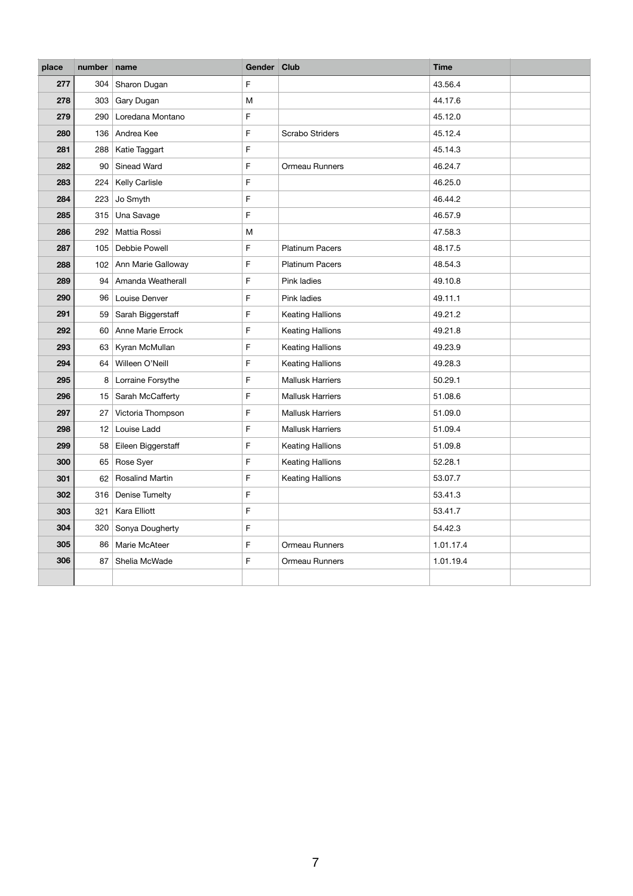| place | number | name | Gender | Club | Time | |
|---|---|---|---|---|---|---|
| 277 | 304 | Sharon Dugan | F | | 43.56.4 | |
| 278 | 303 | Gary Dugan | M | | 44.17.6 | |
| 279 | 290 | Loredana Montano | F | | 45.12.0 | |
| 280 | 136 | Andrea Kee | F | Scrabo Striders | 45.12.4 | |
| 281 | 288 | Katie Taggart | F | | 45.14.3 | |
| 282 | 90 | Sinead Ward | F | Ormeau Runners | 46.24.7 | |
| 283 | 224 | Kelly Carlisle | F | | 46.25.0 | |
| 284 | 223 | Jo Smyth | F | | 46.44.2 | |
| 285 | 315 | Una Savage | F | | 46.57.9 | |
| 286 | 292 | Mattia Rossi | M | | 47.58.3 | |
| 287 | 105 | Debbie Powell | F | Platinum Pacers | 48.17.5 | |
| 288 | 102 | Ann Marie Galloway | F | Platinum Pacers | 48.54.3 | |
| 289 | 94 | Amanda Weatherall | F | Pink ladies | 49.10.8 | |
| 290 | 96 | Louise Denver | F | Pink ladies | 49.11.1 | |
| 291 | 59 | Sarah Biggerstaff | F | Keating Hallions | 49.21.2 | |
| 292 | 60 | Anne Marie Errock | F | Keating Hallions | 49.21.8 | |
| 293 | 63 | Kyran McMullan | F | Keating Hallions | 49.23.9 | |
| 294 | 64 | Willeen O'Neill | F | Keating Hallions | 49.28.3 | |
| 295 | 8 | Lorraine Forsythe | F | Mallusk Harriers | 50.29.1 | |
| 296 | 15 | Sarah McCafferty | F | Mallusk Harriers | 51.08.6 | |
| 297 | 27 | Victoria Thompson | F | Mallusk Harriers | 51.09.0 | |
| 298 | 12 | Louise Ladd | F | Mallusk Harriers | 51.09.4 | |
| 299 | 58 | Eileen Biggerstaff | F | Keating Hallions | 51.09.8 | |
| 300 | 65 | Rose Syer | F | Keating Hallions | 52.28.1 | |
| 301 | 62 | Rosalind Martin | F | Keating Hallions | 53.07.7 | |
| 302 | 316 | Denise Tumelty | F | | 53.41.3 | |
| 303 | 321 | Kara Elliott | F | | 53.41.7 | |
| 304 | 320 | Sonya Dougherty | F | | 54.42.3 | |
| 305 | 86 | Marie McAteer | F | Ormeau Runners | 1.01.17.4 | |
| 306 | 87 | Shelia McWade | F | Ormeau Runners | 1.01.19.4 | |
| | | | | | | |